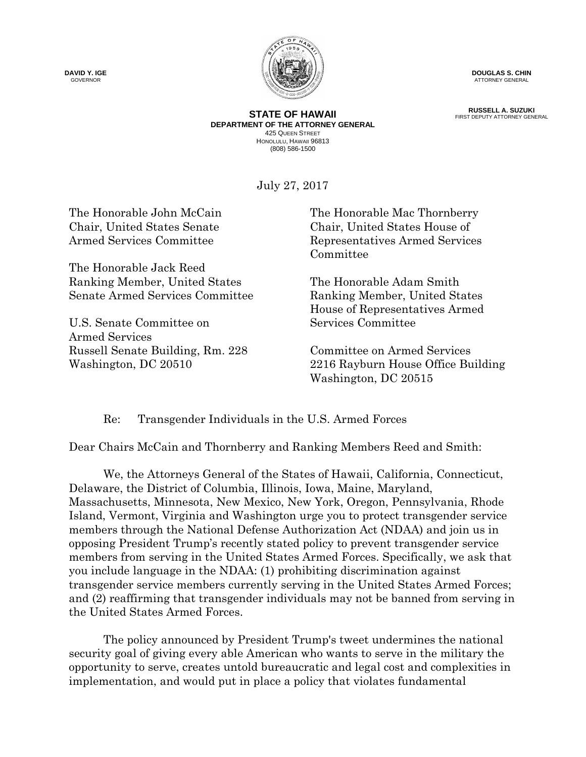**DAVID Y. IGE**
GOVERNOR

**DOUGLAS S. CHIN**
ATTORNEY GENERAL

**RUSSELL A. SUZUKI**
FIRST DEPUTY ATTORNEY GENERAL

**STATE OF HAWAII**
**DEPARTMENT OF THE ATTORNEY GENERAL**
425 QUEEN STREET
HONOLULU, HAWAII 96813
(808) 586-1500

July 27, 2017

The Honorable John McCain
Chair, United States Senate
Armed Services Committee

The Honorable Jack Reed
Ranking Member, United States
Senate Armed Services Committee

U.S. Senate Committee on
Armed Services
Russell Senate Building, Rm. 228
Washington, DC 20510

The Honorable Mac Thornberry
Chair, United States House of
Representatives Armed Services
Committee

The Honorable Adam Smith
Ranking Member, United States
House of Representatives Armed
Services Committee

Committee on Armed Services
2216 Rayburn House Office Building
Washington, DC 20515

Re: Transgender Individuals in the U.S. Armed Forces

Dear Chairs McCain and Thornberry and Ranking Members Reed and Smith:

We, the Attorneys General of the States of Hawaii, California, Connecticut, Delaware, the District of Columbia, Illinois, Iowa, Maine, Maryland, Massachusetts, Minnesota, New Mexico, New York, Oregon, Pennsylvania, Rhode Island, Vermont, Virginia and Washington urge you to protect transgender service members through the National Defense Authorization Act (NDAA) and join us in opposing President Trump's recently stated policy to prevent transgender service members from serving in the United States Armed Forces. Specifically, we ask that you include language in the NDAA: (1) prohibiting discrimination against transgender service members currently serving in the United States Armed Forces; and (2) reaffirming that transgender individuals may not be banned from serving in the United States Armed Forces.

The policy announced by President Trump's tweet undermines the national security goal of giving every able American who wants to serve in the military the opportunity to serve, creates untold bureaucratic and legal cost and complexities in implementation, and would put in place a policy that violates fundamental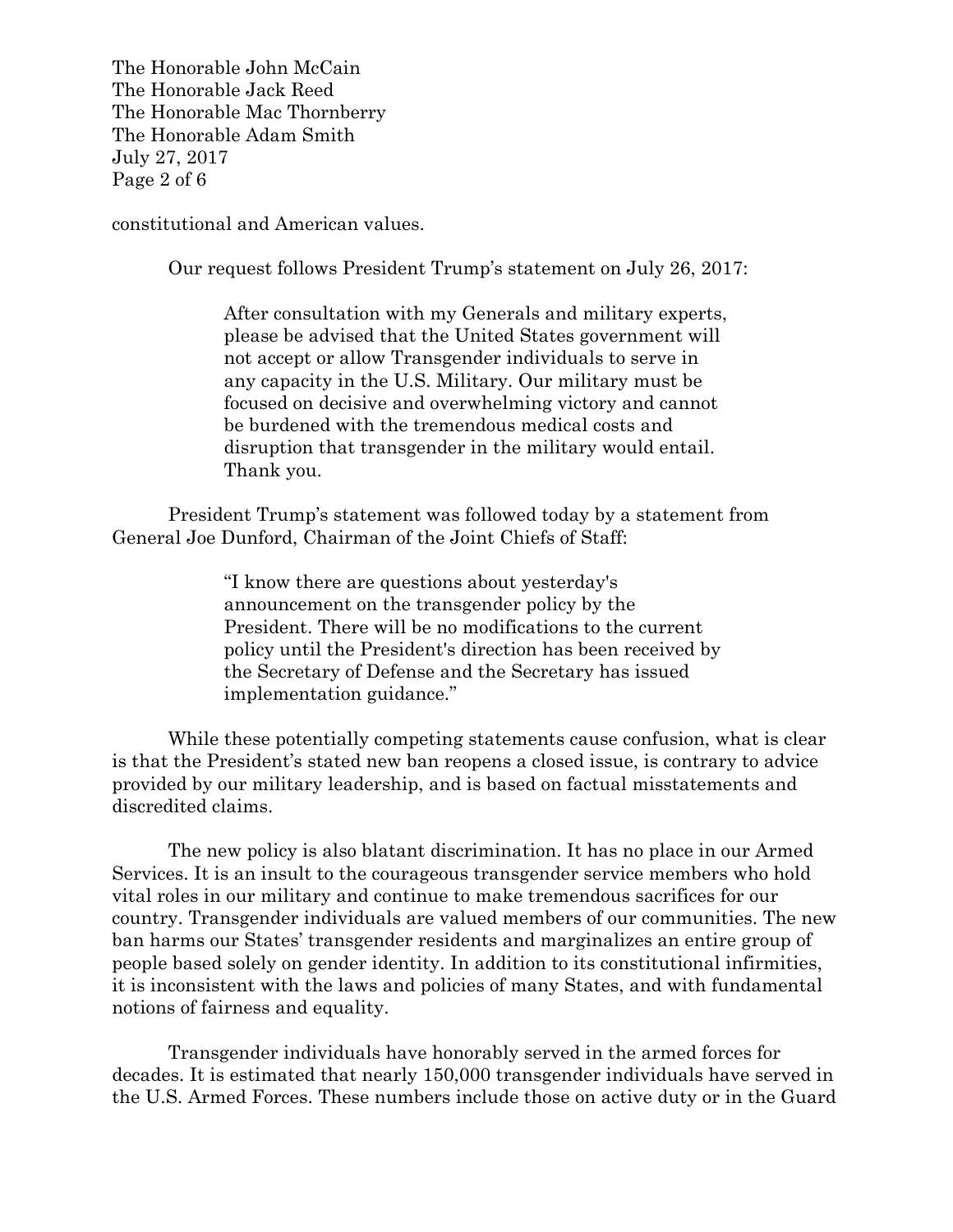constitutional and American values.

Our request follows President Trump's statement on July 26, 2017:

> After consultation with my Generals and military experts, please be advised that the United States government will not accept or allow Transgender individuals to serve in any capacity in the U.S. Military. Our military must be focused on decisive and overwhelming victory and cannot be burdened with the tremendous medical costs and disruption that transgender in the military would entail. Thank you.

President Trump's statement was followed today by a statement from General Joe Dunford, Chairman of the Joint Chiefs of Staff:

> "I know there are questions about yesterday's announcement on the transgender policy by the President. There will be no modifications to the current policy until the President's direction has been received by the Secretary of Defense and the Secretary has issued implementation guidance."

While these potentially competing statements cause confusion, what is clear is that the President's stated new ban reopens a closed issue, is contrary to advice provided by our military leadership, and is based on factual misstatements and discredited claims.

The new policy is also blatant discrimination. It has no place in our Armed Services. It is an insult to the courageous transgender service members who hold vital roles in our military and continue to make tremendous sacrifices for our country. Transgender individuals are valued members of our communities. The new ban harms our States' transgender residents and marginalizes an entire group of people based solely on gender identity. In addition to its constitutional infirmities, it is inconsistent with the laws and policies of many States, and with fundamental notions of fairness and equality.

Transgender individuals have honorably served in the armed forces for decades. It is estimated that nearly 150,000 transgender individuals have served in the U.S. Armed Forces. These numbers include those on active duty or in the Guard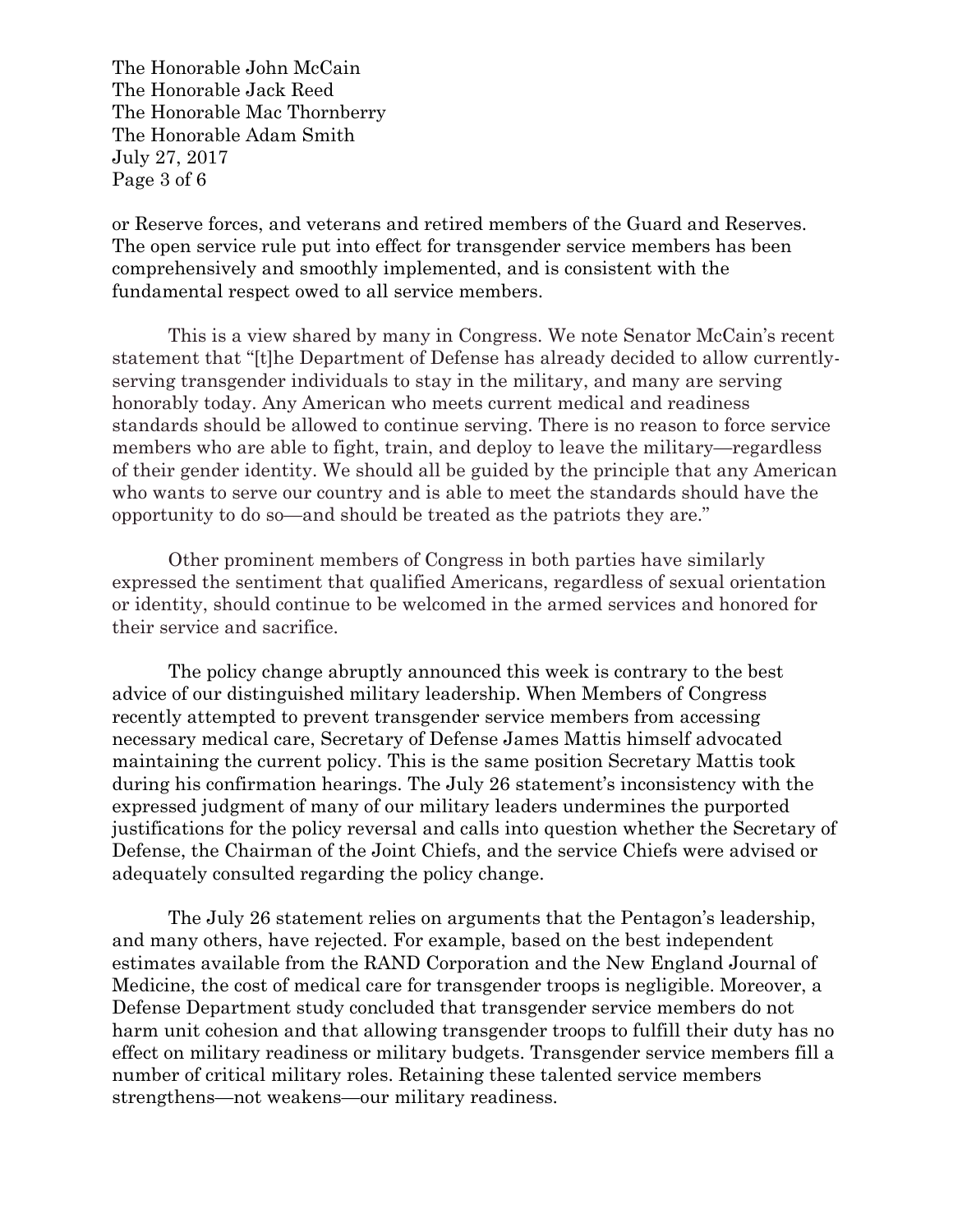or Reserve forces, and veterans and retired members of the Guard and Reserves. The open service rule put into effect for transgender service members has been comprehensively and smoothly implemented, and is consistent with the fundamental respect owed to all service members.

This is a view shared by many in Congress. We note Senator McCain's recent statement that "[t]he Department of Defense has already decided to allow currently-serving transgender individuals to stay in the military, and many are serving honorably today. Any American who meets current medical and readiness standards should be allowed to continue serving. There is no reason to force service members who are able to fight, train, and deploy to leave the military—regardless of their gender identity. We should all be guided by the principle that any American who wants to serve our country and is able to meet the standards should have the opportunity to do so—and should be treated as the patriots they are."

Other prominent members of Congress in both parties have similarly expressed the sentiment that qualified Americans, regardless of sexual orientation or identity, should continue to be welcomed in the armed services and honored for their service and sacrifice.

The policy change abruptly announced this week is contrary to the best advice of our distinguished military leadership. When Members of Congress recently attempted to prevent transgender service members from accessing necessary medical care, Secretary of Defense James Mattis himself advocated maintaining the current policy. This is the same position Secretary Mattis took during his confirmation hearings. The July 26 statement's inconsistency with the expressed judgment of many of our military leaders undermines the purported justifications for the policy reversal and calls into question whether the Secretary of Defense, the Chairman of the Joint Chiefs, and the service Chiefs were advised or adequately consulted regarding the policy change.

The July 26 statement relies on arguments that the Pentagon's leadership, and many others, have rejected. For example, based on the best independent estimates available from the RAND Corporation and the New England Journal of Medicine, the cost of medical care for transgender troops is negligible. Moreover, a Defense Department study concluded that transgender service members do not harm unit cohesion and that allowing transgender troops to fulfill their duty has no effect on military readiness or military budgets. Transgender service members fill a number of critical military roles. Retaining these talented service members strengthens—not weakens—our military readiness.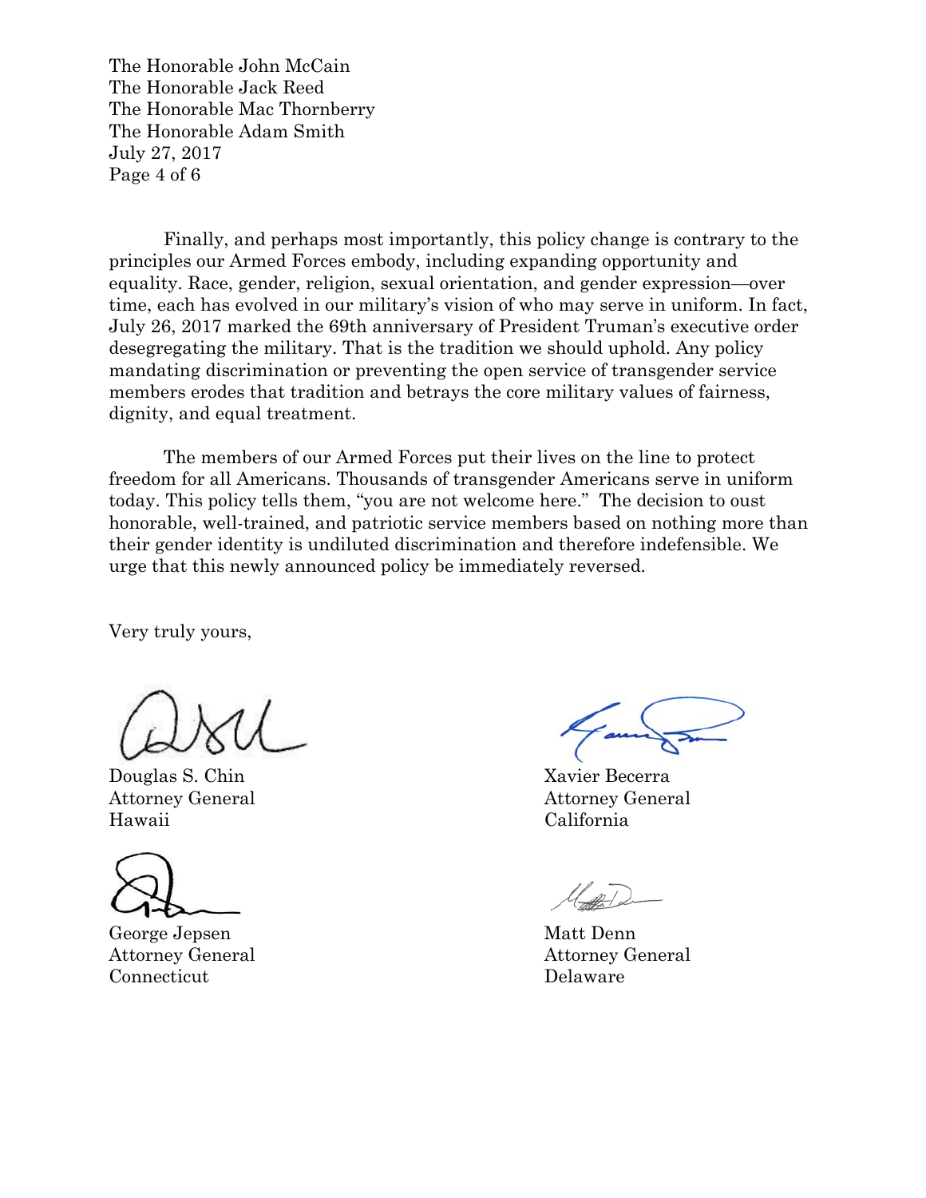Finally, and perhaps most importantly, this policy change is contrary to the principles our Armed Forces embody, including expanding opportunity and equality. Race, gender, religion, sexual orientation, and gender expression—over time, each has evolved in our military's vision of who may serve in uniform. In fact, July 26, 2017 marked the 69th anniversary of President Truman's executive order desegregating the military. That is the tradition we should uphold. Any policy mandating discrimination or preventing the open service of transgender service members erodes that tradition and betrays the core military values of fairness, dignity, and equal treatment.

The members of our Armed Forces put their lives on the line to protect freedom for all Americans. Thousands of transgender Americans serve in uniform today. This policy tells them, "you are not welcome here." The decision to oust honorable, well-trained, and patriotic service members based on nothing more than their gender identity is undiluted discrimination and therefore indefensible. We urge that this newly announced policy be immediately reversed.

Very truly yours,

Douglas S. Chin
Attorney General
Hawaii

Xavier Becerra
Attorney General
California

George Jepsen
Attorney General
Connecticut

Matt Denn
Attorney General
Delaware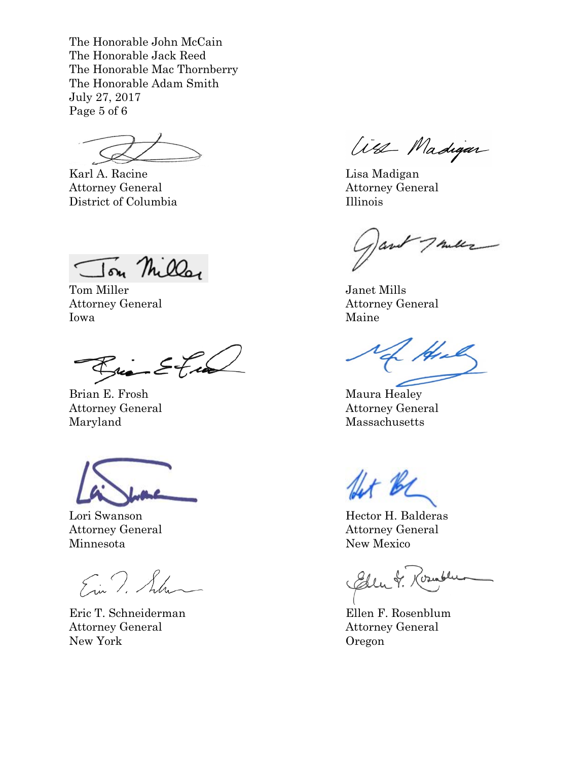Karl A. Racine
Attorney General
District of Columbia

Lisa Madigan
Attorney General
Illinois

Tom Miller
Attorney General
Iowa

Janet Mills
Attorney General
Maine

Brian E. Frosh
Attorney General
Maryland

Maura Healey
Attorney General
Massachusetts

Lori Swanson
Attorney General
Minnesota

Hector H. Balderas
Attorney General
New Mexico

Eric T. Schneiderman
Attorney General
New York

Ellen F. Rosenblum
Attorney General
Oregon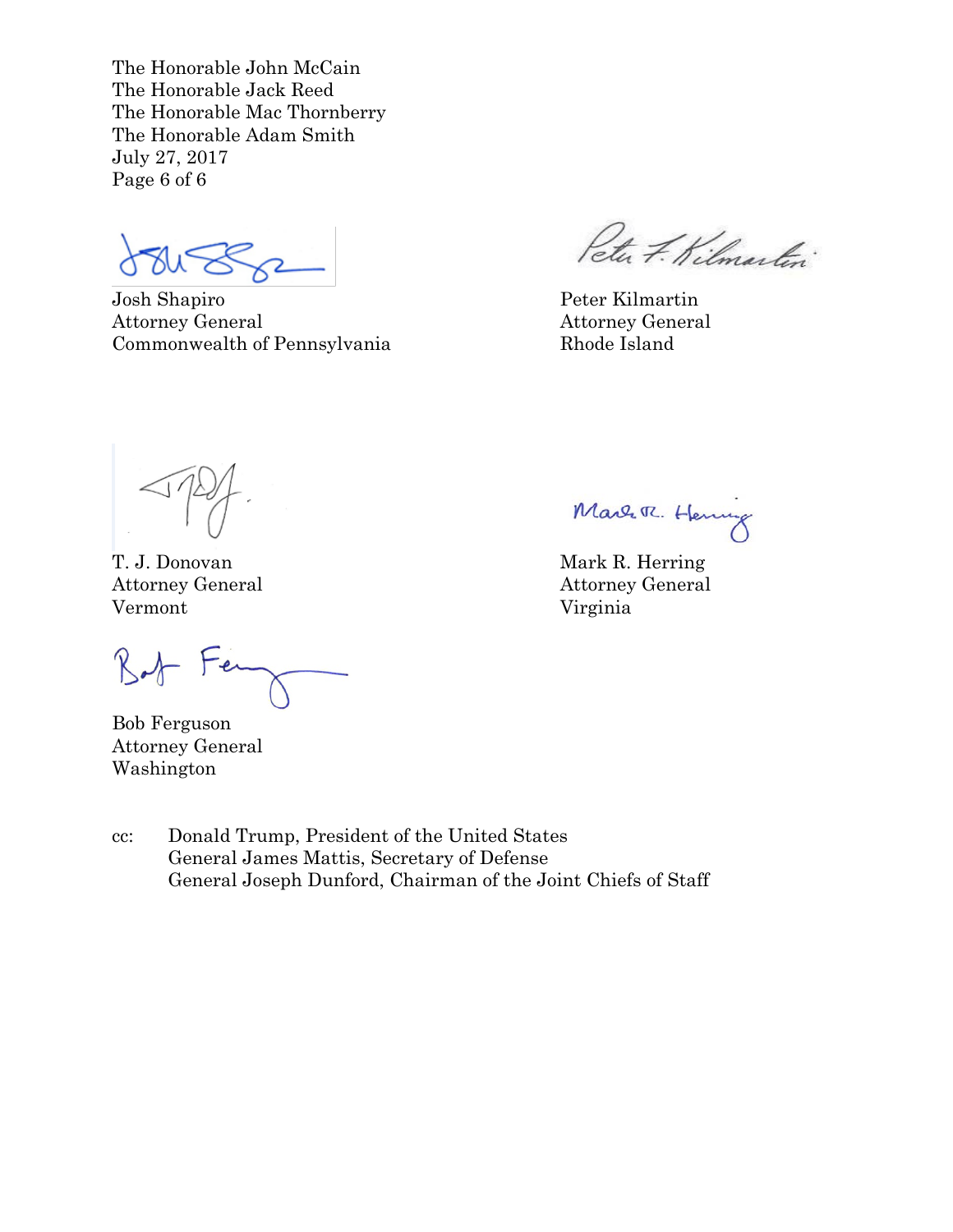The Honorable John McCain
The Honorable Jack Reed
The Honorable Mac Thornberry
The Honorable Adam Smith
July 27, 2017

Josh Shapiro
Attorney General
Commonwealth of Pennsylvania

Peter Kilmartin
Attorney General
Rhode Island

T. J. Donovan
Attorney General
Vermont

Mark R. Herring
Attorney General
Virginia

Bob Ferguson
Attorney General
Washington

cc: Donald Trump, President of the United States
General James Mattis, Secretary of Defense
General Joseph Dunford, Chairman of the Joint Chiefs of Staff